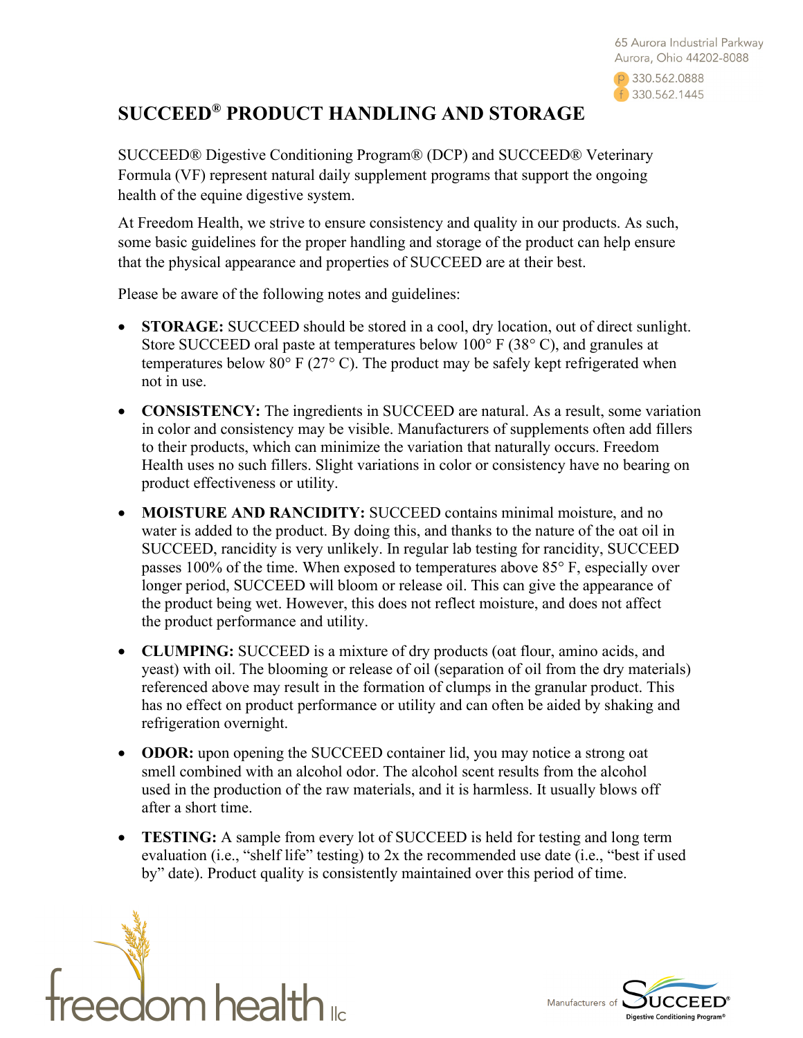65 Aurora Industrial Parkway
Aurora, Ohio 44202-8088

p 330.562.0888
f 330.562.1445

# SUCCEED® PRODUCT HANDLING AND STORAGE

SUCCEED® Digestive Conditioning Program® (DCP) and SUCCEED® Veterinary Formula (VF) represent natural daily supplement programs that support the ongoing health of the equine digestive system.

At Freedom Health, we strive to ensure consistency and quality in our products. As such, some basic guidelines for the proper handling and storage of the product can help ensure that the physical appearance and properties of SUCCEED are at their best.

Please be aware of the following notes and guidelines:

- **STORAGE:** SUCCEED should be stored in a cool, dry location, out of direct sunlight. Store SUCCEED oral paste at temperatures below 100° F (38° C), and granules at temperatures below 80° F (27° C). The product may be safely kept refrigerated when not in use.
- **CONSISTENCY:** The ingredients in SUCCEED are natural. As a result, some variation in color and consistency may be visible. Manufacturers of supplements often add fillers to their products, which can minimize the variation that naturally occurs. Freedom Health uses no such fillers. Slight variations in color or consistency have no bearing on product effectiveness or utility.
- **MOISTURE AND RANCIDITY:** SUCCEED contains minimal moisture, and no water is added to the product. By doing this, and thanks to the nature of the oat oil in SUCCEED, rancidity is very unlikely. In regular lab testing for rancidity, SUCCEED passes 100% of the time. When exposed to temperatures above 85° F, especially over longer period, SUCCEED will bloom or release oil. This can give the appearance of the product being wet. However, this does not reflect moisture, and does not affect the product performance and utility.
- **CLUMPING:** SUCCEED is a mixture of dry products (oat flour, amino acids, and yeast) with oil. The blooming or release of oil (separation of oil from the dry materials) referenced above may result in the formation of clumps in the granular product. This has no effect on product performance or utility and can often be aided by shaking and refrigeration overnight.
- **ODOR:** upon opening the SUCCEED container lid, you may notice a strong oat smell combined with an alcohol odor. The alcohol scent results from the alcohol used in the production of the raw materials, and it is harmless. It usually blows off after a short time.
- **TESTING:** A sample from every lot of SUCCEED is held for testing and long term evaluation (i.e., "shelf life" testing) to 2x the recommended use date (i.e., "best if used by" date). Product quality is consistently maintained over this period of time.

freedom health llc

Manufacturers of SUCCEED® Digestive Conditioning Program®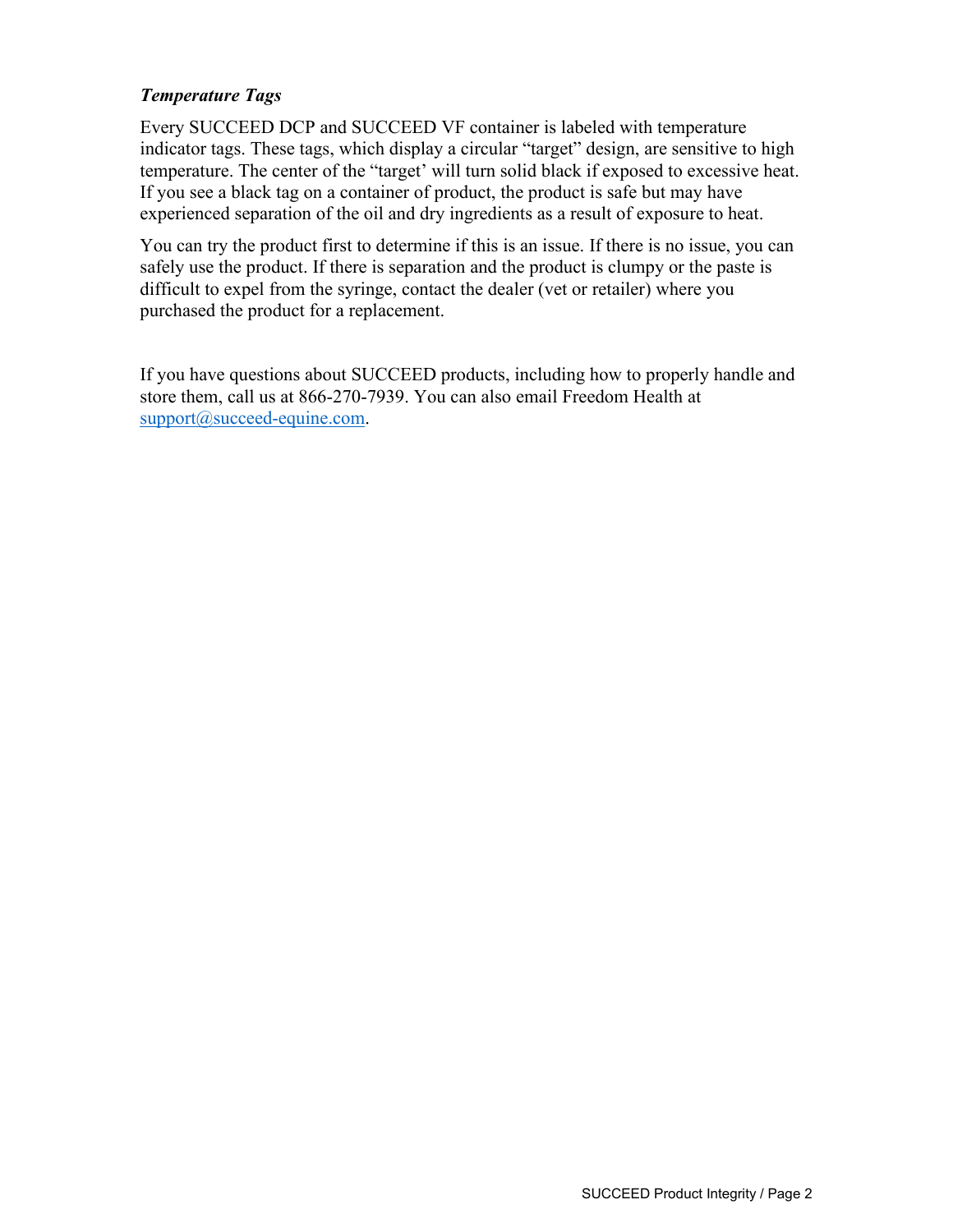***Temperature Tags***

Every SUCCEED DCP and SUCCEED VF container is labeled with temperature indicator tags. These tags, which display a circular "target" design, are sensitive to high temperature. The center of the "target' will turn solid black if exposed to excessive heat. If you see a black tag on a container of product, the product is safe but may have experienced separation of the oil and dry ingredients as a result of exposure to heat.

You can try the product first to determine if this is an issue. If there is no issue, you can safely use the product. If there is separation and the product is clumpy or the paste is difficult to expel from the syringe, contact the dealer (vet or retailer) where you purchased the product for a replacement.

If you have questions about SUCCEED products, including how to properly handle and store them, call us at 866-270-7939. You can also email Freedom Health at support@succeed-equine.com.